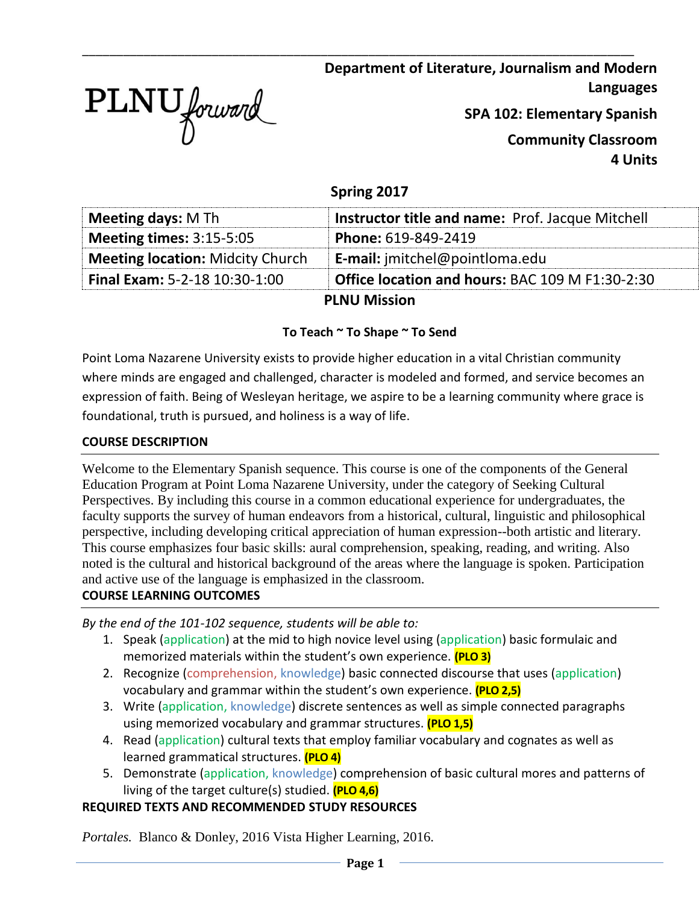PLNU forward

**Department of Literature, Journalism and Modern Languages**

**SPA 102: Elementary Spanish**

**Community Classroom**

**4 Units**

**Spring 2017**

| **Meeting days:** M Th | **Instructor title and name:** Prof. Jacque Mitchell |
|---|---|
| **Meeting times:** 3:15-5:05 | **Phone:** 619-849-2419 |
| **Meeting location:** Midcity Church | **E-mail:** jmitchel@pointloma.edu |
| **Final Exam:** 5-2-18 10:30-1:00 | **Office location and hours:** BAC 109 M F1:30-2:30 |

## PLNU Mission

**To Teach ~ To Shape ~ To Send**

Point Loma Nazarene University exists to provide higher education in a vital Christian community where minds are engaged and challenged, character is modeled and formed, and service becomes an expression of faith. Being of Wesleyan heritage, we aspire to be a learning community where grace is foundational, truth is pursued, and holiness is a way of life.

## COURSE DESCRIPTION

Welcome to the Elementary Spanish sequence. This course is one of the components of the General Education Program at Point Loma Nazarene University, under the category of Seeking Cultural Perspectives. By including this course in a common educational experience for undergraduates, the faculty supports the survey of human endeavors from a historical, cultural, linguistic and philosophical perspective, including developing critical appreciation of human expression--both artistic and literary. This course emphasizes four basic skills: aural comprehension, speaking, reading, and writing. Also noted is the cultural and historical background of the areas where the language is spoken. Participation and active use of the language is emphasized in the classroom.

## COURSE LEARNING OUTCOMES

*By the end of the 101-102 sequence, students will be able to:*

1. Speak (application) at the mid to high novice level using (application) basic formulaic and memorized materials within the student's own experience. **(PLO 3)**
2. Recognize (comprehension, knowledge) basic connected discourse that uses (application) vocabulary and grammar within the student's own experience. **(PLO 2,5)**
3. Write (application, knowledge) discrete sentences as well as simple connected paragraphs using memorized vocabulary and grammar structures. **(PLO 1,5)**
4. Read (application) cultural texts that employ familiar vocabulary and cognates as well as learned grammatical structures. **(PLO 4)**
5. Demonstrate (application, knowledge) comprehension of basic cultural mores and patterns of living of the target culture(s) studied. **(PLO 4,6)**

## REQUIRED TEXTS AND RECOMMENDED STUDY RESOURCES

*Portales.* Blanco & Donley, 2016 Vista Higher Learning, 2016.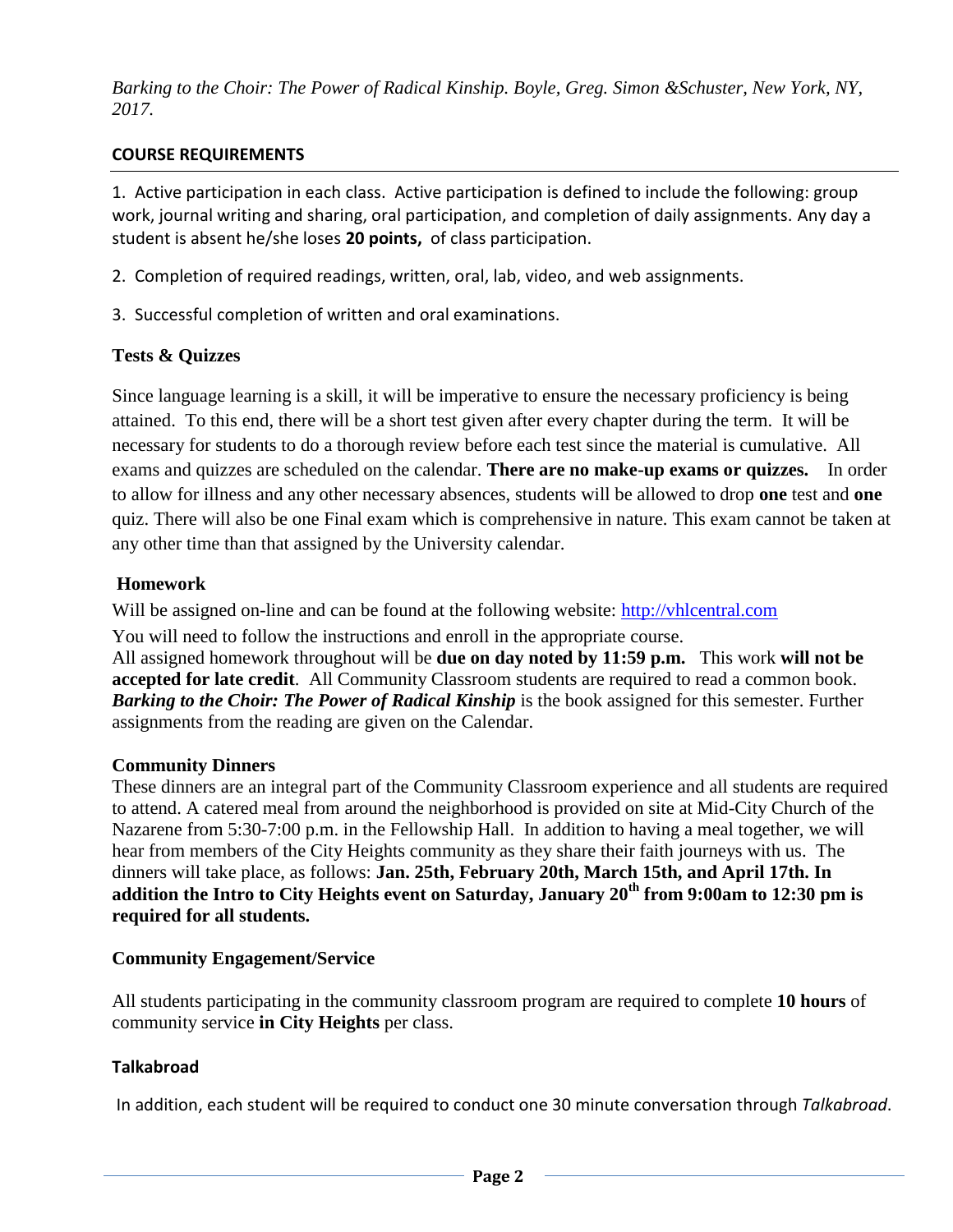*Barking to the Choir: The Power of Radical Kinship. Boyle, Greg. Simon &Schuster, New York, NY, 2017.*

## COURSE REQUIREMENTS

1. Active participation in each class. Active participation is defined to include the following: group work, journal writing and sharing, oral participation, and completion of daily assignments. Any day a student is absent he/she loses **20 points,** of class participation.

2. Completion of required readings, written, oral, lab, video, and web assignments.

3. Successful completion of written and oral examinations.

### Tests & Quizzes

Since language learning is a skill, it will be imperative to ensure the necessary proficiency is being attained. To this end, there will be a short test given after every chapter during the term. It will be necessary for students to do a thorough review before each test since the material is cumulative. All exams and quizzes are scheduled on the calendar. **There are no make-up exams or quizzes.** In order to allow for illness and any other necessary absences, students will be allowed to drop **one** test and **one** quiz. There will also be one Final exam which is comprehensive in nature. This exam cannot be taken at any other time than that assigned by the University calendar.

### Homework

Will be assigned on-line and can be found at the following website: http://vhlcentral.com

You will need to follow the instructions and enroll in the appropriate course.
All assigned homework throughout will be **due on day noted by 11:59 p.m.** This work **will not be accepted for late credit**. All Community Classroom students are required to read a common book. ***Barking to the Choir: The Power of Radical Kinship*** is the book assigned for this semester. Further assignments from the reading are given on the Calendar.

### Community Dinners

These dinners are an integral part of the Community Classroom experience and all students are required to attend. A catered meal from around the neighborhood is provided on site at Mid-City Church of the Nazarene from 5:30-7:00 p.m. in the Fellowship Hall. In addition to having a meal together, we will hear from members of the City Heights community as they share their faith journeys with us. The dinners will take place, as follows: **Jan. 25th, February 20th, March 15th, and April 17th. In addition the Intro to City Heights event on Saturday, January 20th from 9:00am to 12:30 pm is required for all students.**

### Community Engagement/Service

All students participating in the community classroom program are required to complete **10 hours** of community service **in City Heights** per class.

### Talkabroad

In addition, each student will be required to conduct one 30 minute conversation through *Talkabroad*.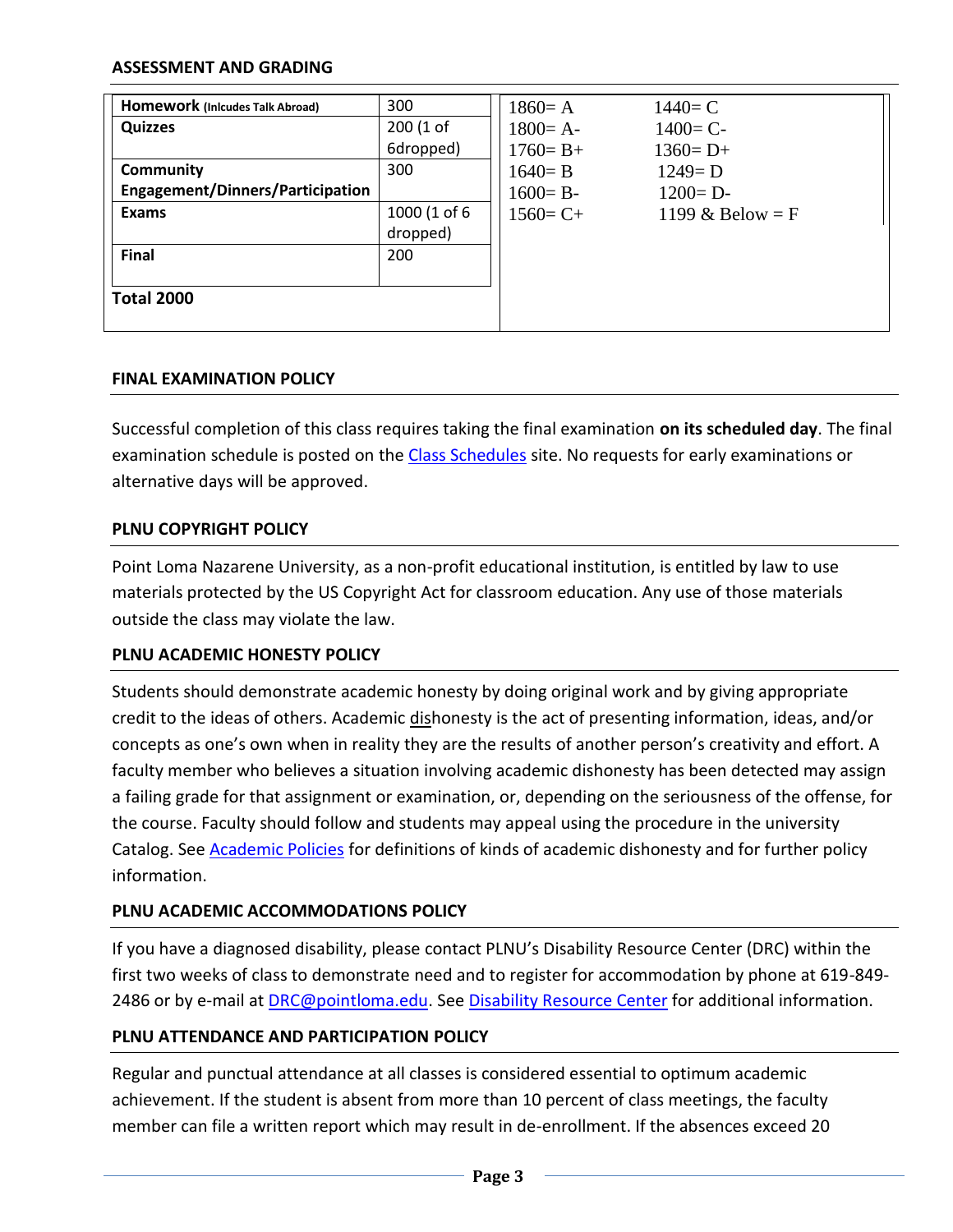## ASSESSMENT AND GRADING

| Category | Points |
|---|---|
| **Homework** (Inlcudes Talk Abroad) | 300 |
| **Quizzes** | 200 (1 of 6dropped) |
| **Community Engagement/Dinners/Participation** | 300 |
| **Exams** | 1000 (1 of 6 dropped) |
| **Final** | 200 |
| **Total 2000** | |

| | |
|---|---|
| 1860= A | 1440= C |
| 1800= A- | 1400= C- |
| 1760= B+ | 1360= D+ |
| 1640= B | 1249= D |
| 1600= B- | 1200= D- |
| 1560= C+ | 1199 & Below = F |

## FINAL EXAMINATION POLICY

Successful completion of this class requires taking the final examination **on its scheduled day**. The final examination schedule is posted on the [Class Schedules](Class Schedules) site. No requests for early examinations or alternative days will be approved.

## PLNU COPYRIGHT POLICY

Point Loma Nazarene University, as a non-profit educational institution, is entitled by law to use materials protected by the US Copyright Act for classroom education. Any use of those materials outside the class may violate the law.

## PLNU ACADEMIC HONESTY POLICY

Students should demonstrate academic honesty by doing original work and by giving appropriate credit to the ideas of others. Academic <u>dis</u>honesty is the act of presenting information, ideas, and/or concepts as one's own when in reality they are the results of another person's creativity and effort. A faculty member who believes a situation involving academic dishonesty has been detected may assign a failing grade for that assignment or examination, or, depending on the seriousness of the offense, for the course. Faculty should follow and students may appeal using the procedure in the university Catalog. See [Academic Policies](Academic Policies) for definitions of kinds of academic dishonesty and for further policy information.

## PLNU ACADEMIC ACCOMMODATIONS POLICY

If you have a diagnosed disability, please contact PLNU's Disability Resource Center (DRC) within the first two weeks of class to demonstrate need and to register for accommodation by phone at 619-849-2486 or by e-mail at [DRC@pointloma.edu](mailto:DRC@pointloma.edu). See [Disability Resource Center](Disability Resource Center) for additional information.

## PLNU ATTENDANCE AND PARTICIPATION POLICY

Regular and punctual attendance at all classes is considered essential to optimum academic achievement. If the student is absent from more than 10 percent of class meetings, the faculty member can file a written report which may result in de-enrollment. If the absences exceed 20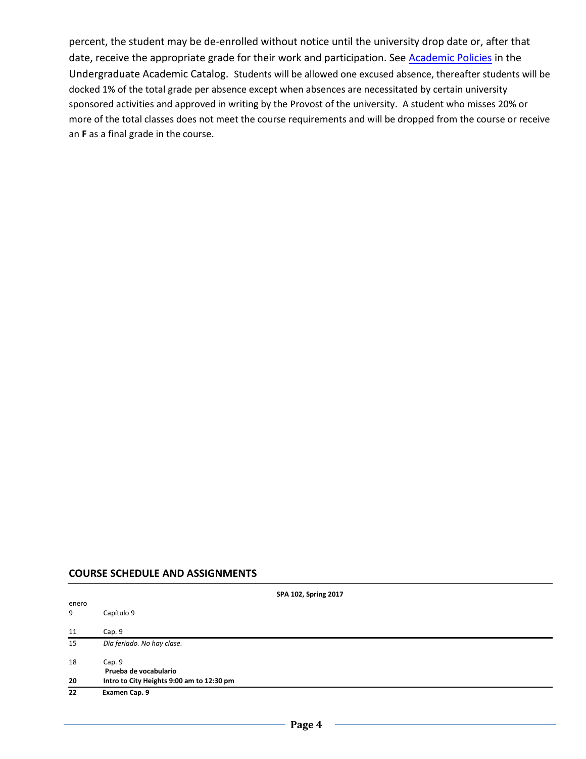percent, the student may be de-enrolled without notice until the university drop date or, after that date, receive the appropriate grade for their work and participation. See [Academic Policies] in the Undergraduate Academic Catalog. Students will be allowed one excused absence, thereafter students will be docked 1% of the total grade per absence except when absences are necessitated by certain university sponsored activities and approved in writing by the Provost of the university. A student who misses 20% or more of the total classes does not meet the course requirements and will be dropped from the course or receive an **F** as a final grade in the course.

## COURSE SCHEDULE AND ASSIGNMENTS

| | **SPA 102, Spring 2017** |
|---|---|
| enero | |
| 9 | Capítulo 9 |
| 11 | Cap. 9 |
| 15 | *Día feriado. No hay clase.* |
| 18 | Cap. 9<br>**Prueba de vocabulario** |
| **20** | **Intro to City Heights 9:00 am to 12:30 pm** |
| **22** | **Examen Cap. 9** |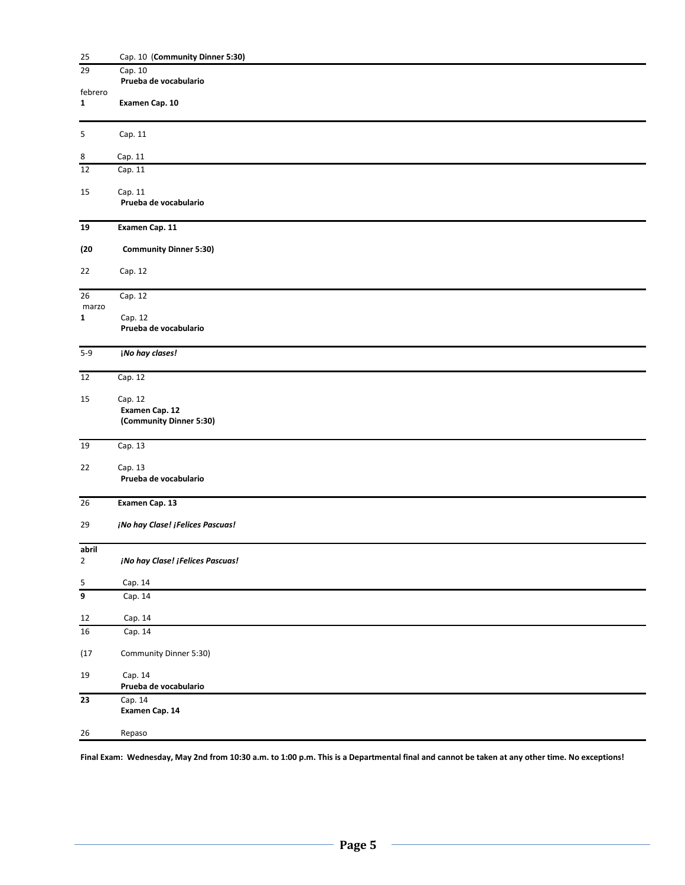| | |
|---|---|
| 25 | Cap. 10 (**Community Dinner 5:30**) |
| 29 | Cap. 10<br>**Prueba de vocabulario** |
| febrero<br>**1** | **Examen Cap. 10** |
| 5 | Cap. 11 |
| 8 | Cap. 11 |
| 12 | Cap. 11 |
| 15 | Cap. 11<br>**Prueba de vocabulario** |
| **19** | **Examen Cap. 11** |
| **(20** | **Community Dinner 5:30)** |
| 22 | Cap. 12 |
| 26 | Cap. 12 |
| marzo<br>**1** | Cap. 12<br>**Prueba de vocabulario** |
| 5-9 | ***¡No hay clases!*** |
| 12 | Cap. 12 |
| 15 | Cap. 12<br>**Examen Cap. 12**<br>**(Community Dinner 5:30)** |
| 19 | Cap. 13 |
| 22 | Cap. 13<br>**Prueba de vocabulario** |
| 26 | **Examen Cap. 13** |
| 29 | ***¡No hay Clase! ¡Felices Pascuas!*** |
| **abril**<br>2 | ***¡No hay Clase! ¡Felices Pascuas!*** |
| 5 | Cap. 14 |
| **9** | Cap. 14 |
| 12 | Cap. 14 |
| 16 | Cap. 14 |
| (17 | Community Dinner 5:30) |
| 19 | Cap. 14<br>**Prueba de vocabulario** |
| **23** | Cap. 14<br>**Examen Cap. 14** |
| 26 | Repaso |

**Final Exam: Wednesday, May 2nd from 10:30 a.m. to 1:00 p.m. This is a Departmental final and cannot be taken at any other time. No exceptions!**